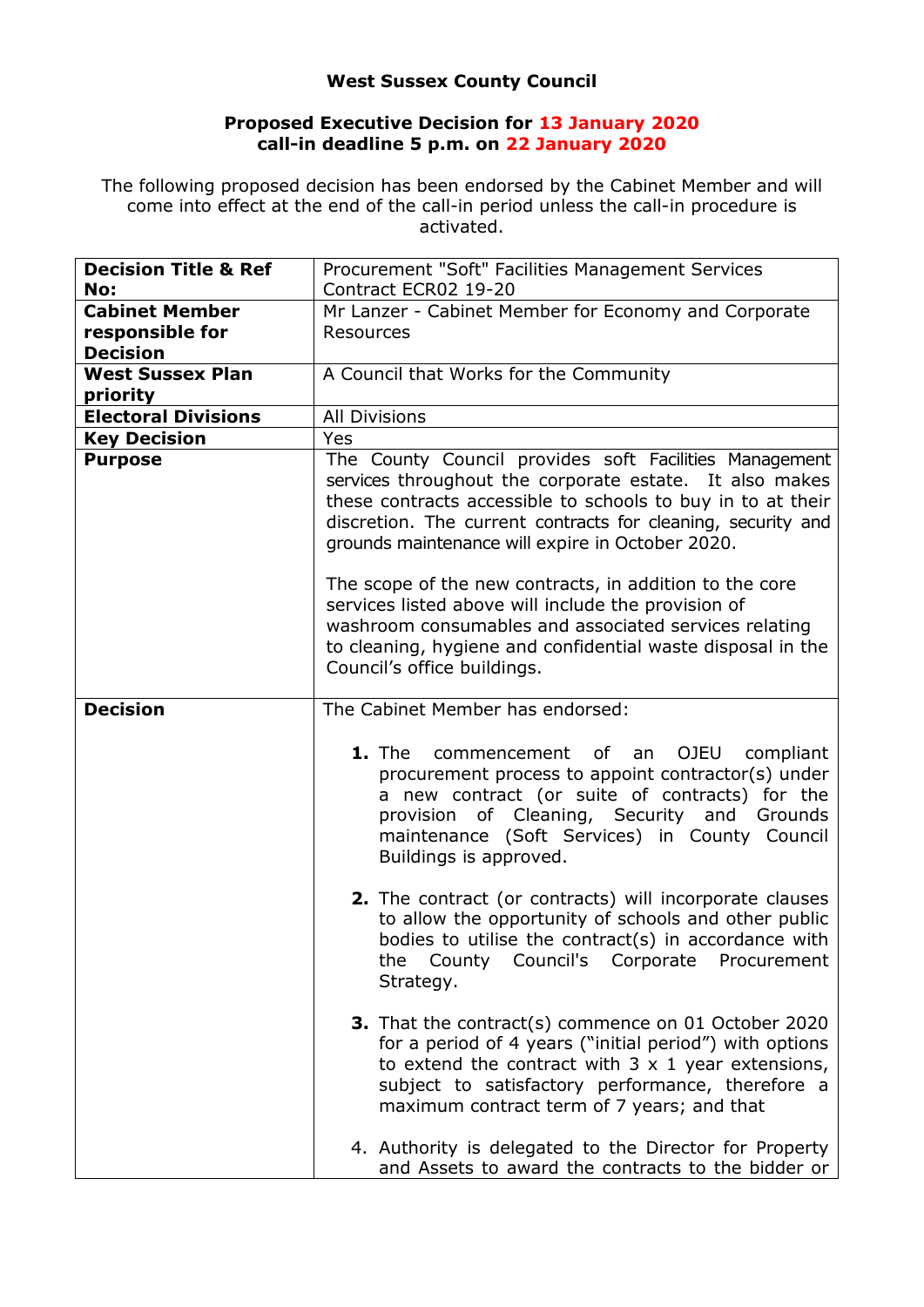**West Sussex County Council**

**Proposed Executive Decision for 13 January 2020**
**call-in deadline 5 p.m. on 22 January 2020**

The following proposed decision has been endorsed by the Cabinet Member and will come into effect at the end of the call-in period unless the call-in procedure is activated.

| | |
|---|---|
| **Decision Title & Ref No:** | Procurement "Soft" Facilities Management Services Contract ECR02 19-20 |
| **Cabinet Member responsible for Decision** | Mr Lanzer - Cabinet Member for Economy and Corporate Resources |
| **West Sussex Plan priority** | A Council that Works for the Community |
| **Electoral Divisions** | All Divisions |
| **Key Decision** | Yes |
| **Purpose** | The County Council provides soft Facilities Management services throughout the corporate estate. It also makes these contracts accessible to schools to buy in to at their discretion. The current contracts for cleaning, security and grounds maintenance will expire in October 2020.<br><br>The scope of the new contracts, in addition to the core services listed above will include the provision of washroom consumables and associated services relating to cleaning, hygiene and confidential waste disposal in the Council's office buildings. |
| **Decision** | The Cabinet Member has endorsed:<br><br>**1.** The commencement of an OJEU compliant procurement process to appoint contractor(s) under a new contract (or suite of contracts) for the provision of Cleaning, Security and Grounds maintenance (Soft Services) in County Council Buildings is approved.<br><br>**2.** The contract (or contracts) will incorporate clauses to allow the opportunity of schools and other public bodies to utilise the contract(s) in accordance with the County Council's Corporate Procurement Strategy.<br><br>**3.** That the contract(s) commence on 01 October 2020 for a period of 4 years ("initial period") with options to extend the contract with 3 x 1 year extensions, subject to satisfactory performance, therefore a maximum contract term of 7 years; and that<br><br>4. Authority is delegated to the Director for Property and Assets to award the contracts to the bidder or |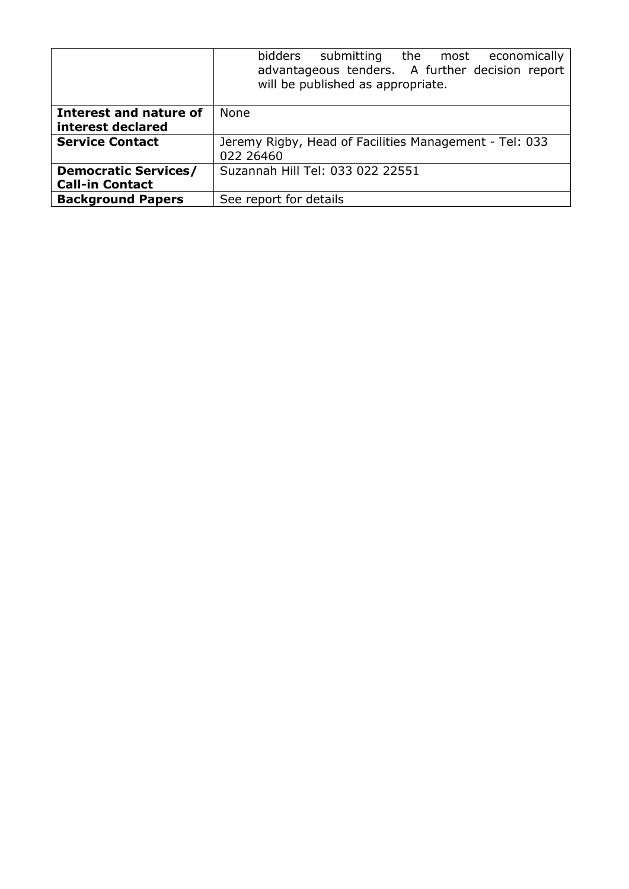| | |
|---|---|
| | bidders submitting the most economically advantageous tenders. A further decision report will be published as appropriate. |
| **Interest and nature of interest declared** | None |
| **Service Contact** | Jeremy Rigby, Head of Facilities Management - Tel: 033 022 26460 |
| **Democratic Services/ Call-in Contact** | Suzannah Hill Tel: 033 022 22551 |
| **Background Papers** | See report for details |